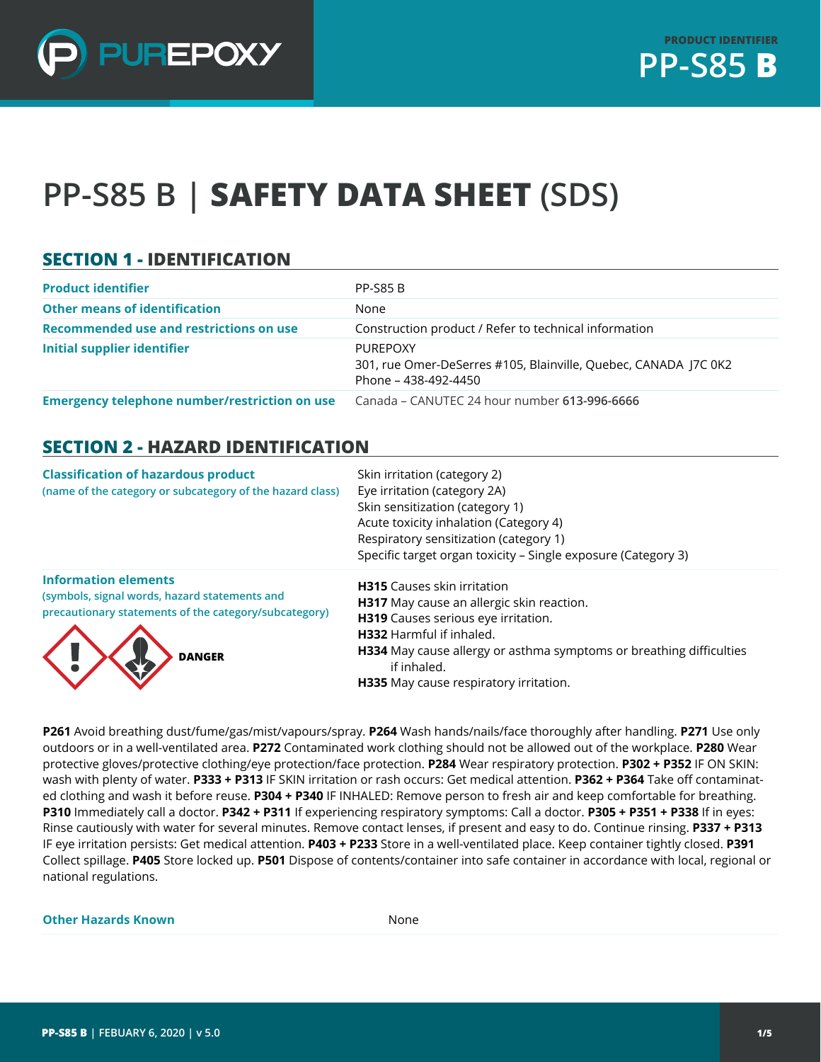# PP-S85 B | **SAFETY DATA SHEET** (SDS)

## SECTION 1 - IDENTIFICATION

| | |
|---|---|
| **Product identifier** | PP-S85 B |
| **Other means of identification** | None |
| **Recommended use and restrictions on use** | Construction product / Refer to technical information |
| **Initial supplier identifier** | PUREPOXY<br>301, rue Omer-DeSerres #105, Blainville, Quebec, CANADA J7C 0K2<br>Phone – 438-492-4450 |
| **Emergency telephone number/restriction on use** | Canada – CANUTEC 24 hour number **613-996-6666** |

## SECTION 2 - HAZARD IDENTIFICATION

| | |
|---|---|
| **Classification of hazardous product**<br>(name of the category or subcategory of the hazard class) | Skin irritation (category 2)<br>Eye irritation (category 2A)<br>Skin sensitization (category 1)<br>Acute toxicity inhalation (Category 4)<br>Respiratory sensitization (category 1)<br>Specific target organ toxicity – Single exposure (Category 3) |
| **Information elements**<br>(symbols, signal words, hazard statements and precautionary statements of the category/subcategory)<br><br>**DANGER** | **H315** Causes skin irritation<br>**H317** May cause an allergic skin reaction.<br>**H319** Causes serious eye irritation.<br>**H332** Harmful if inhaled.<br>**H334** May cause allergy or asthma symptoms or breathing difficulties if inhaled.<br>**H335** May cause respiratory irritation. |

**P261** Avoid breathing dust/fume/gas/mist/vapours/spray. **P264** Wash hands/nails/face thoroughly after handling. **P271** Use only outdoors or in a well-ventilated area. **P272** Contaminated work clothing should not be allowed out of the workplace. **P280** Wear protective gloves/protective clothing/eye protection/face protection. **P284** Wear respiratory protection. **P302 + P352** IF ON SKIN: wash with plenty of water. **P333 + P313** IF SKIN irritation or rash occurs: Get medical attention. **P362 + P364** Take off contaminated clothing and wash it before reuse. **P304 + P340** IF INHALED: Remove person to fresh air and keep comfortable for breathing. **P310** Immediately call a doctor. **P342 + P311** If experiencing respiratory symptoms: Call a doctor. **P305 + P351 + P338** If in eyes: Rinse cautiously with water for several minutes. Remove contact lenses, if present and easy to do. Continue rinsing. **P337 + P313** IF eye irritation persists: Get medical attention. **P403 + P233** Store in a well-ventilated place. Keep container tightly closed. **P391** Collect spillage. **P405** Store locked up. **P501** Dispose of contents/container into safe container in accordance with local, regional or national regulations.

| | |
|---|---|
| **Other Hazards Known** | None |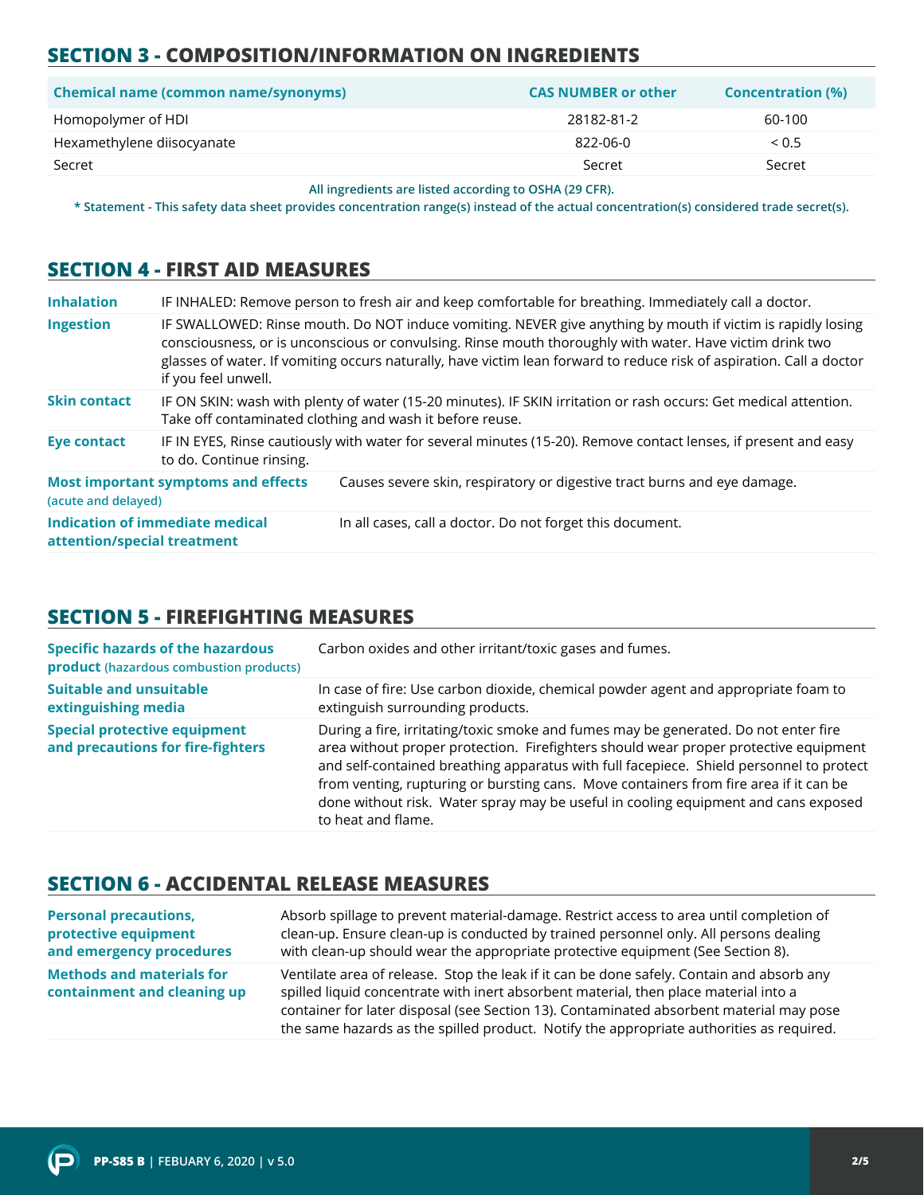## SECTION 3 - COMPOSITION/INFORMATION ON INGREDIENTS

| Chemical name (common name/synonyms) | CAS NUMBER or other | Concentration (%) |
|---|---|---|
| Homopolymer of HDI | 28182-81-2 | 60-100 |
| Hexamethylene diisocyanate | 822-06-0 | < 0.5 |
| Secret | Secret | Secret |

**All ingredients are listed according to OSHA (29 CFR).**

**\* Statement - This safety data sheet provides concentration range(s) instead of the actual concentration(s) considered trade secret(s).**

## SECTION 4 - FIRST AID MEASURES

| | |
|---|---|
| **Inhalation** | IF INHALED: Remove person to fresh air and keep comfortable for breathing. Immediately call a doctor. |
| **Ingestion** | IF SWALLOWED: Rinse mouth. Do NOT induce vomiting. NEVER give anything by mouth if victim is rapidly losing consciousness, or is unconscious or convulsing. Rinse mouth thoroughly with water. Have victim drink two glasses of water. If vomiting occurs naturally, have victim lean forward to reduce risk of aspiration. Call a doctor if you feel unwell. |
| **Skin contact** | IF ON SKIN: wash with plenty of water (15-20 minutes). IF SKIN irritation or rash occurs: Get medical attention. Take off contaminated clothing and wash it before reuse. |
| **Eye contact** | IF IN EYES, Rinse cautiously with water for several minutes (15-20). Remove contact lenses, if present and easy to do. Continue rinsing. |
| **Most important symptoms and effects** (acute and delayed) | Causes severe skin, respiratory or digestive tract burns and eye damage. |
| **Indication of immediate medical attention/special treatment** | In all cases, call a doctor. Do not forget this document. |

## SECTION 5 - FIREFIGHTING MEASURES

| | |
|---|---|
| **Specific hazards of the hazardous product** (hazardous combustion products) | Carbon oxides and other irritant/toxic gases and fumes. |
| **Suitable and unsuitable extinguishing media** | In case of fire: Use carbon dioxide, chemical powder agent and appropriate foam to extinguish surrounding products. |
| **Special protective equipment and precautions for fire-fighters** | During a fire, irritating/toxic smoke and fumes may be generated. Do not enter fire area without proper protection. Firefighters should wear proper protective equipment and self-contained breathing apparatus with full facepiece. Shield personnel to protect from venting, rupturing or bursting cans. Move containers from fire area if it can be done without risk. Water spray may be useful in cooling equipment and cans exposed to heat and flame. |

## SECTION 6 - ACCIDENTAL RELEASE MEASURES

| | |
|---|---|
| **Personal precautions, protective equipment and emergency procedures** | Absorb spillage to prevent material-damage. Restrict access to area until completion of clean-up. Ensure clean-up is conducted by trained personnel only. All persons dealing with clean-up should wear the appropriate protective equipment (See Section 8). |
| **Methods and materials for containment and cleaning up** | Ventilate area of release. Stop the leak if it can be done safely. Contain and absorb any spilled liquid concentrate with inert absorbent material, then place material into a container for later disposal (see Section 13). Contaminated absorbent material may pose the same hazards as the spilled product. Notify the appropriate authorities as required. |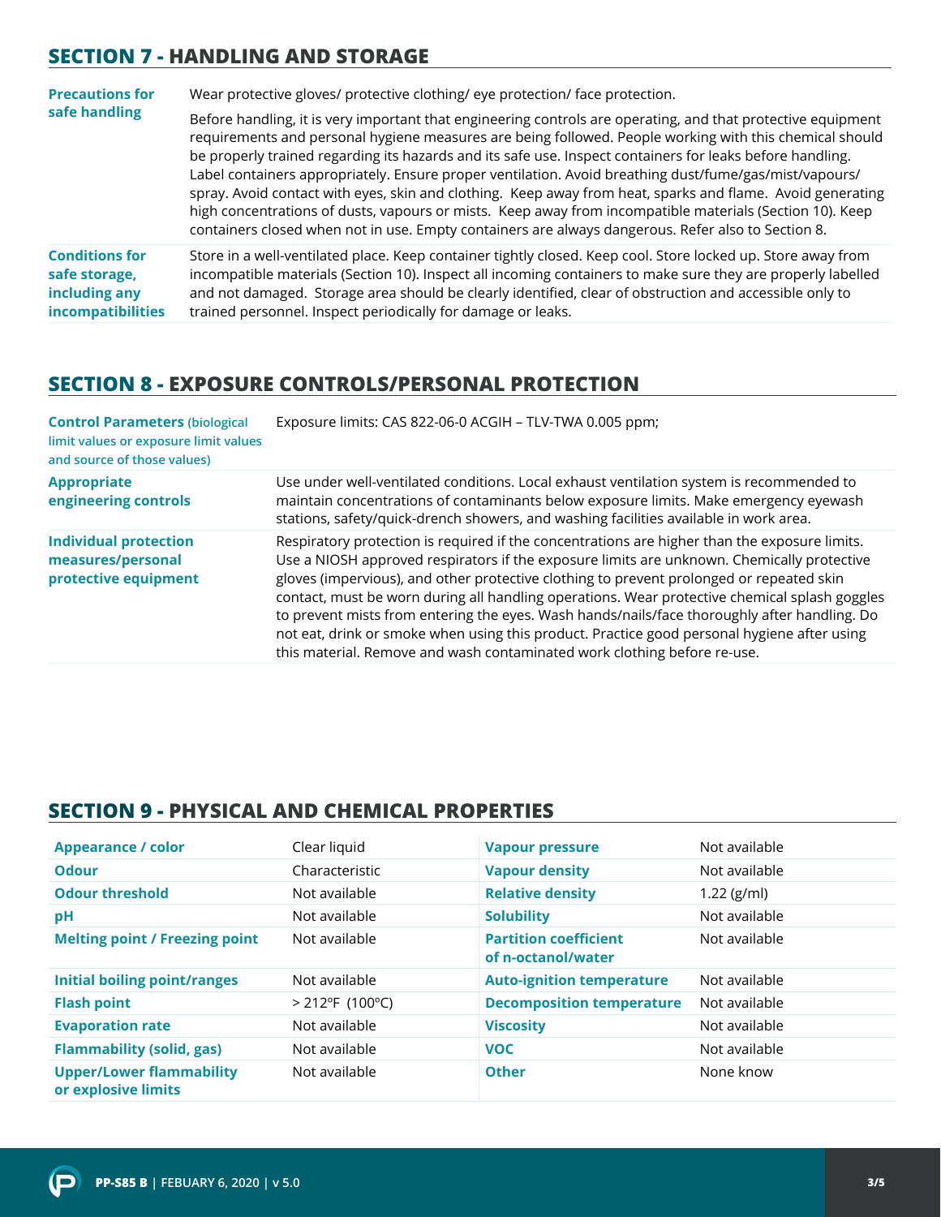## SECTION 7 - HANDLING AND STORAGE

| | |
|---|---|
| **Precautions for safe handling** | Wear protective gloves/ protective clothing/ eye protection/ face protection.<br><br>Before handling, it is very important that engineering controls are operating, and that protective equipment requirements and personal hygiene measures are being followed. People working with this chemical should be properly trained regarding its hazards and its safe use. Inspect containers for leaks before handling. Label containers appropriately. Ensure proper ventilation. Avoid breathing dust/fume/gas/mist/vapours/ spray. Avoid contact with eyes, skin and clothing. Keep away from heat, sparks and flame. Avoid generating high concentrations of dusts, vapours or mists. Keep away from incompatible materials (Section 10). Keep containers closed when not in use. Empty containers are always dangerous. Refer also to Section 8. |
| **Conditions for safe storage, including any incompatibilities** | Store in a well-ventilated place. Keep container tightly closed. Keep cool. Store locked up. Store away from incompatible materials (Section 10). Inspect all incoming containers to make sure they are properly labelled and not damaged. Storage area should be clearly identified, clear of obstruction and accessible only to trained personnel. Inspect periodically for damage or leaks. |

## SECTION 8 - EXPOSURE CONTROLS/PERSONAL PROTECTION

| | |
|---|---|
| **Control Parameters** (biological limit values or exposure limit values and source of those values) | Exposure limits: CAS 822-06-0 ACGIH – TLV-TWA 0.005 ppm; |
| **Appropriate engineering controls** | Use under well-ventilated conditions. Local exhaust ventilation system is recommended to maintain concentrations of contaminants below exposure limits. Make emergency eyewash stations, safety/quick-drench showers, and washing facilities available in work area. |
| **Individual protection measures/personal protective equipment** | Respiratory protection is required if the concentrations are higher than the exposure limits. Use a NIOSH approved respirators if the exposure limits are unknown. Chemically protective gloves (impervious), and other protective clothing to prevent prolonged or repeated skin contact, must be worn during all handling operations. Wear protective chemical splash goggles to prevent mists from entering the eyes. Wash hands/nails/face thoroughly after handling. Do not eat, drink or smoke when using this product. Practice good personal hygiene after using this material. Remove and wash contaminated work clothing before re-use. |

## SECTION 9 - PHYSICAL AND CHEMICAL PROPERTIES

| | | | |
|---|---|---|---|
| **Appearance / color** | Clear liquid | **Vapour pressure** | Not available |
| **Odour** | Characteristic | **Vapour density** | Not available |
| **Odour threshold** | Not available | **Relative density** | 1.22 (g/ml) |
| **pH** | Not available | **Solubility** | Not available |
| **Melting point / Freezing point** | Not available | **Partition coefficient of n-octanol/water** | Not available |
| **Initial boiling point/ranges** | Not available | **Auto-ignition temperature** | Not available |
| **Flash point** | > 212ºF (100ºC) | **Decomposition temperature** | Not available |
| **Evaporation rate** | Not available | **Viscosity** | Not available |
| **Flammability (solid, gas)** | Not available | **VOC** | Not available |
| **Upper/Lower flammability or explosive limits** | Not available | **Other** | None know |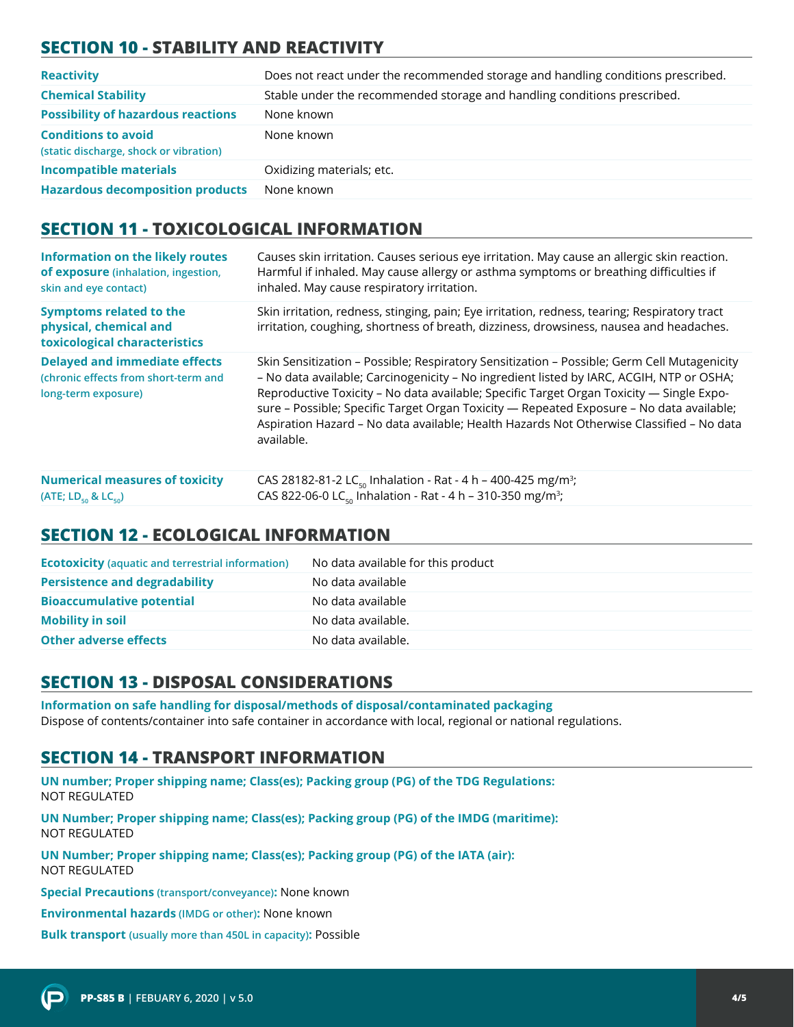## SECTION 10 - STABILITY AND REACTIVITY

| | |
|---|---|
| **Reactivity** | Does not react under the recommended storage and handling conditions prescribed. |
| **Chemical Stability** | Stable under the recommended storage and handling conditions prescribed. |
| **Possibility of hazardous reactions** | None known |
| **Conditions to avoid** (static discharge, shock or vibration) | None known |
| **Incompatible materials** | Oxidizing materials; etc. |
| **Hazardous decomposition products** | None known |

## SECTION 11 - TOXICOLOGICAL INFORMATION

| | |
|---|---|
| **Information on the likely routes of exposure** (inhalation, ingestion, skin and eye contact) | Causes skin irritation. Causes serious eye irritation. May cause an allergic skin reaction. Harmful if inhaled. May cause allergy or asthma symptoms or breathing difficulties if inhaled. May cause respiratory irritation. |
| **Symptoms related to the physical, chemical and toxicological characteristics** | Skin irritation, redness, stinging, pain; Eye irritation, redness, tearing; Respiratory tract irritation, coughing, shortness of breath, dizziness, drowsiness, nausea and headaches. |
| **Delayed and immediate effects** (chronic effects from short-term and long-term exposure) | Skin Sensitization – Possible; Respiratory Sensitization – Possible; Germ Cell Mutagenicity – No data available; Carcinogenicity – No ingredient listed by IARC, ACGIH, NTP or OSHA; Reproductive Toxicity – No data available; Specific Target Organ Toxicity — Single Exposure – Possible; Specific Target Organ Toxicity — Repeated Exposure – No data available; Aspiration Hazard – No data available; Health Hazards Not Otherwise Classified – No data available. |
| **Numerical measures of toxicity** (ATE; $LD_{50}$ & $LC_{50}$) | CAS 28182-81-2 $LC_{50}$ Inhalation - Rat - 4 h – 400-425 mg/m$^3$;<br>CAS 822-06-0 $LC_{50}$ Inhalation - Rat - 4 h – 310-350 mg/m$^3$; |

## SECTION 12 - ECOLOGICAL INFORMATION

| | |
|---|---|
| **Ecotoxicity** (aquatic and terrestrial information) | No data available for this product |
| **Persistence and degradability** | No data available |
| **Bioaccumulative potential** | No data available |
| **Mobility in soil** | No data available. |
| **Other adverse effects** | No data available. |

## SECTION 13 - DISPOSAL CONSIDERATIONS

**Information on safe handling for disposal/methods of disposal/contaminated packaging**
Dispose of contents/container into safe container in accordance with local, regional or national regulations.

## SECTION 14 - TRANSPORT INFORMATION

**UN number; Proper shipping name; Class(es); Packing group (PG) of the TDG Regulations:**
NOT REGULATED

**UN Number; Proper shipping name; Class(es); Packing group (PG) of the IMDG (maritime):**
NOT REGULATED

**UN Number; Proper shipping name; Class(es); Packing group (PG) of the IATA (air):**
NOT REGULATED

**Special Precautions** (transport/conveyance)**:** None known

**Environmental hazards** (IMDG or other)**:** None known

**Bulk transport** (usually more than 450L in capacity)**:** Possible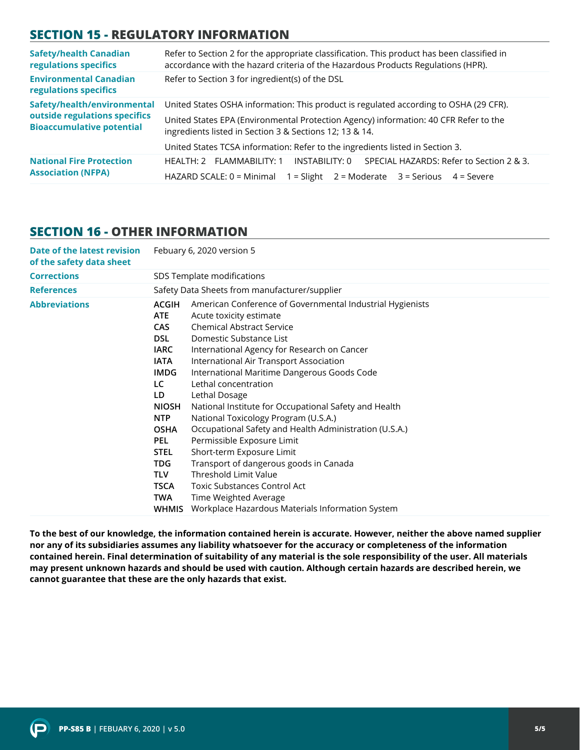## SECTION 15 - REGULATORY INFORMATION

| | |
|---|---|
| **Safety/health Canadian regulations specifics** | Refer to Section 2 for the appropriate classification. This product has been classified in accordance with the hazard criteria of the Hazardous Products Regulations (HPR). |
| **Environmental Canadian regulations specifics** | Refer to Section 3 for ingredient(s) of the DSL |
| **Safety/health/environmental outside regulations specifics Bioaccumulative potential** | United States OSHA information: This product is regulated according to OSHA (29 CFR).<br>United States EPA (Environmental Protection Agency) information: 40 CFR Refer to the ingredients listed in Section 3 & Sections 12; 13 & 14.<br>United States TCSA information: Refer to the ingredients listed in Section 3. |
| **National Fire Protection Association (NFPA)** | HEALTH: 2 FLAMMABILITY: 1 INSTABILITY: 0 SPECIAL HAZARDS: Refer to Section 2 & 3.<br>HAZARD SCALE: 0 = Minimal 1 = Slight 2 = Moderate 3 = Serious 4 = Severe |

## SECTION 16 - OTHER INFORMATION

| | |
|---|---|
| **Date of the latest revision of the safety data sheet** | Febuary 6, 2020 version 5 |
| **Corrections** | SDS Template modifications |
| **References** | Safety Data Sheets from manufacturer/supplier |
| **Abbreviations** | **ACGIH** American Conference of Governmental Industrial Hygienists<br>**ATE** Acute toxicity estimate<br>**CAS** Chemical Abstract Service<br>**DSL** Domestic Substance List<br>**IARC** International Agency for Research on Cancer<br>**IATA** International Air Transport Association<br>**IMDG** International Maritime Dangerous Goods Code<br>**LC** Lethal concentration<br>**LD** Lethal Dosage<br>**NIOSH** National Institute for Occupational Safety and Health<br>**NTP** National Toxicology Program (U.S.A.)<br>**OSHA** Occupational Safety and Health Administration (U.S.A.)<br>**PEL** Permissible Exposure Limit<br>**STEL** Short-term Exposure Limit<br>**TDG** Transport of dangerous goods in Canada<br>**TLV** Threshold Limit Value<br>**TSCA** Toxic Substances Control Act<br>**TWA** Time Weighted Average<br>**WHMIS** Workplace Hazardous Materials Information System |

**To the best of our knowledge, the information contained herein is accurate. However, neither the above named supplier nor any of its subsidiaries assumes any liability whatsoever for the accuracy or completeness of the information contained herein. Final determination of suitability of any material is the sole responsibility of the user. All materials may present unknown hazards and should be used with caution. Although certain hazards are described herein, we cannot guarantee that these are the only hazards that exist.**